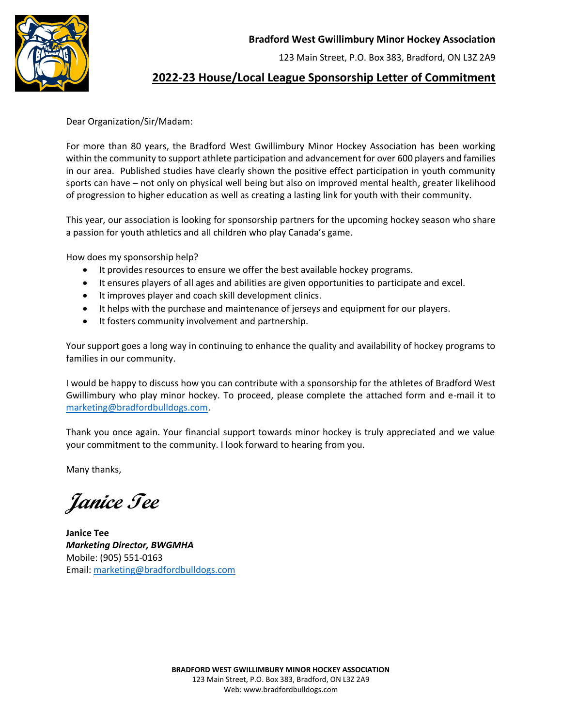**Bradford West Gwillimbury Minor Hockey Association**

123 Main Street, P.O. Box 383, Bradford, ON L3Z 2A9

## 2022-23 House/Local League Sponsorship Letter of Commitment

Dear Organization/Sir/Madam:

For more than 80 years, the Bradford West Gwillimbury Minor Hockey Association has been working within the community to support athlete participation and advancement for over 600 players and families in our area. Published studies have clearly shown the positive effect participation in youth community sports can have – not only on physical well being but also on improved mental health, greater likelihood of progression to higher education as well as creating a lasting link for youth with their community.

This year, our association is looking for sponsorship partners for the upcoming hockey season who share a passion for youth athletics and all children who play Canada's game.

How does my sponsorship help?

- It provides resources to ensure we offer the best available hockey programs.
- It ensures players of all ages and abilities are given opportunities to participate and excel.
- It improves player and coach skill development clinics.
- It helps with the purchase and maintenance of jerseys and equipment for our players.
- It fosters community involvement and partnership.

Your support goes a long way in continuing to enhance the quality and availability of hockey programs to families in our community.

I would be happy to discuss how you can contribute with a sponsorship for the athletes of Bradford West Gwillimbury who play minor hockey. To proceed, please complete the attached form and e-mail it to marketing@bradfordbulldogs.com.

Thank you once again. Your financial support towards minor hockey is truly appreciated and we value your commitment to the community. I look forward to hearing from you.

Many thanks,

*Janice Tee*

**Janice Tee**
***Marketing Director, BWGMHA***
Mobile: (905) 551-0163
Email: marketing@bradfordbulldogs.com

**BRADFORD WEST GWILLIMBURY MINOR HOCKEY ASSOCIATION**
123 Main Street, P.O. Box 383, Bradford, ON L3Z 2A9
Web: www.bradfordbulldogs.com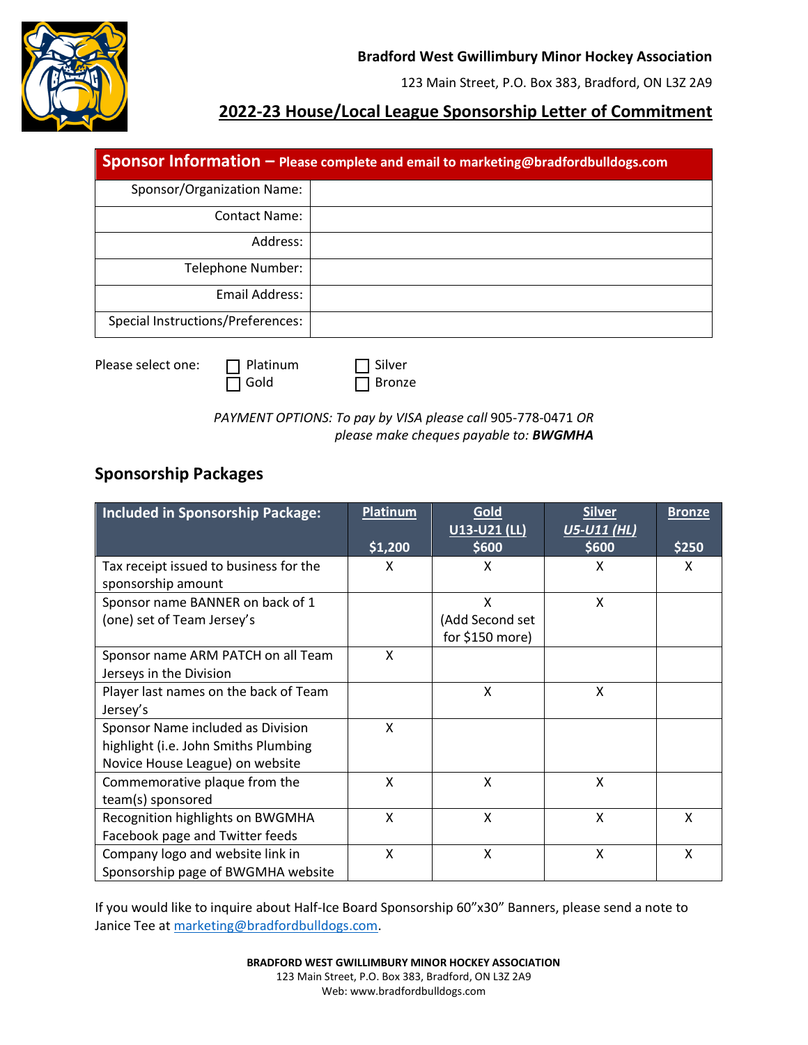**Bradford West Gwillimbury Minor Hockey Association**

123 Main Street, P.O. Box 383, Bradford, ON L3Z 2A9

# 2022-23 House/Local League Sponsorship Letter of Commitment

| **Sponsor Information – Please complete and email to marketing@bradfordbulldogs.com** | |
|---|---|
| Sponsor/Organization Name: | |
| Contact Name: | |
| Address: | |
| Telephone Number: | |
| Email Address: | |
| Special Instructions/Preferences: | |

Please select one:

- ☐ Platinum
- ☐ Gold
- ☐ Silver
- ☐ Bronze

*PAYMENT OPTIONS: To pay by VISA please call* 905-778-0471 *OR please make cheques payable to:* ***BWGMHA***

## Sponsorship Packages

| Included in Sponsorship Package: | Platinum $1,200 | Gold U13-U21 (LL) $600 | Silver *U5-U11 (HL)* $600 | Bronze $250 |
|---|---|---|---|---|
| Tax receipt issued to business for the sponsorship amount | X | X | X | X |
| Sponsor name BANNER on back of 1 (one) set of Team Jersey's | | X (Add Second set for $150 more) | X | |
| Sponsor name ARM PATCH on all Team Jerseys in the Division | X | | | |
| Player last names on the back of Team Jersey's | | X | X | |
| Sponsor Name included as Division highlight (i.e. John Smiths Plumbing Novice House League) on website | X | | | |
| Commemorative plaque from the team(s) sponsored | X | X | X | |
| Recognition highlights on BWGMHA Facebook page and Twitter feeds | X | X | X | X |
| Company logo and website link in Sponsorship page of BWGMHA website | X | X | X | X |

If you would like to inquire about Half-Ice Board Sponsorship 60"x30" Banners, please send a note to Janice Tee at marketing@bradfordbulldogs.com.

**BRADFORD WEST GWILLIMBURY MINOR HOCKEY ASSOCIATION**
123 Main Street, P.O. Box 383, Bradford, ON L3Z 2A9
Web: www.bradfordbulldogs.com